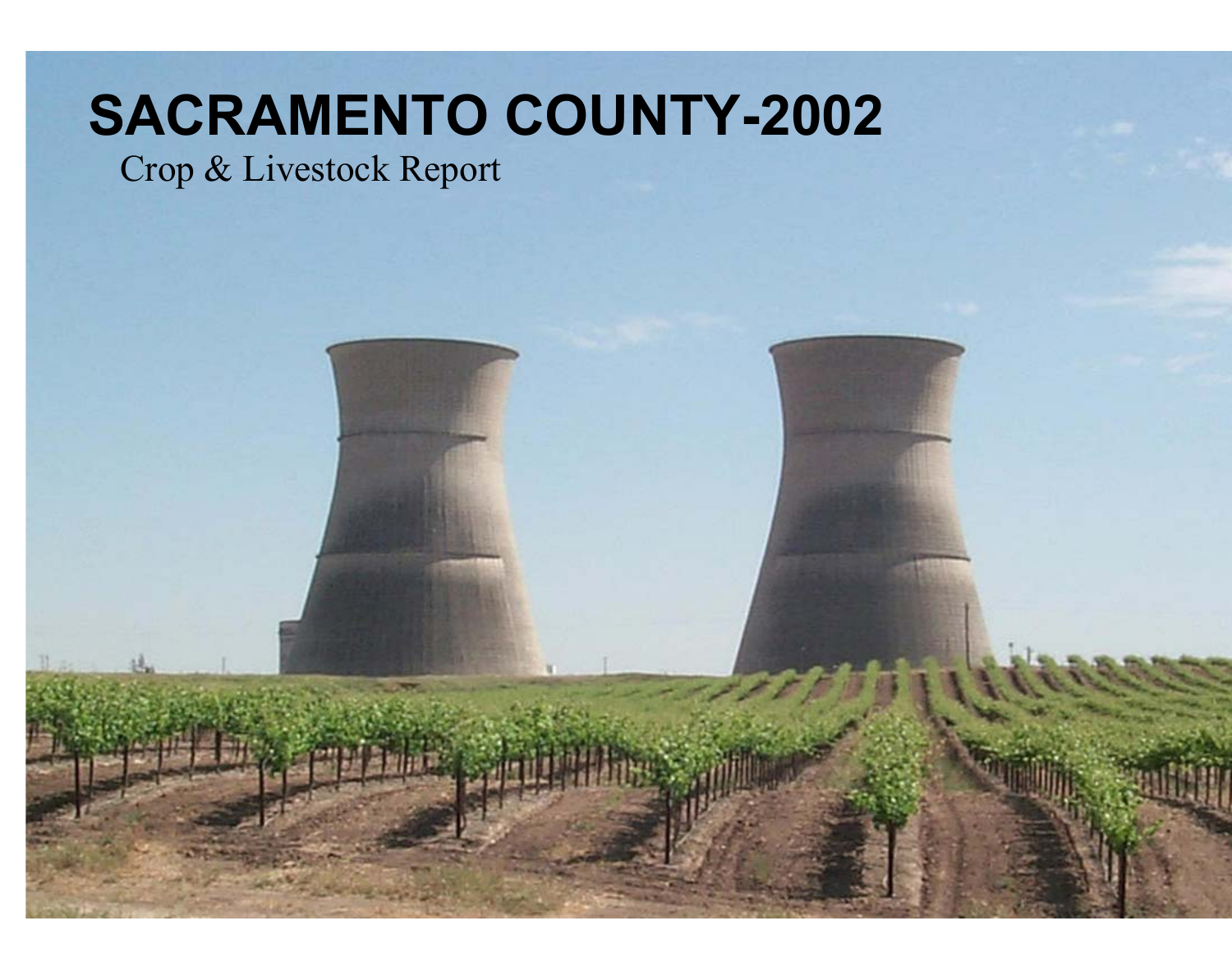# SACRAMENTO COUNTY-2002

Crop & Livestock Report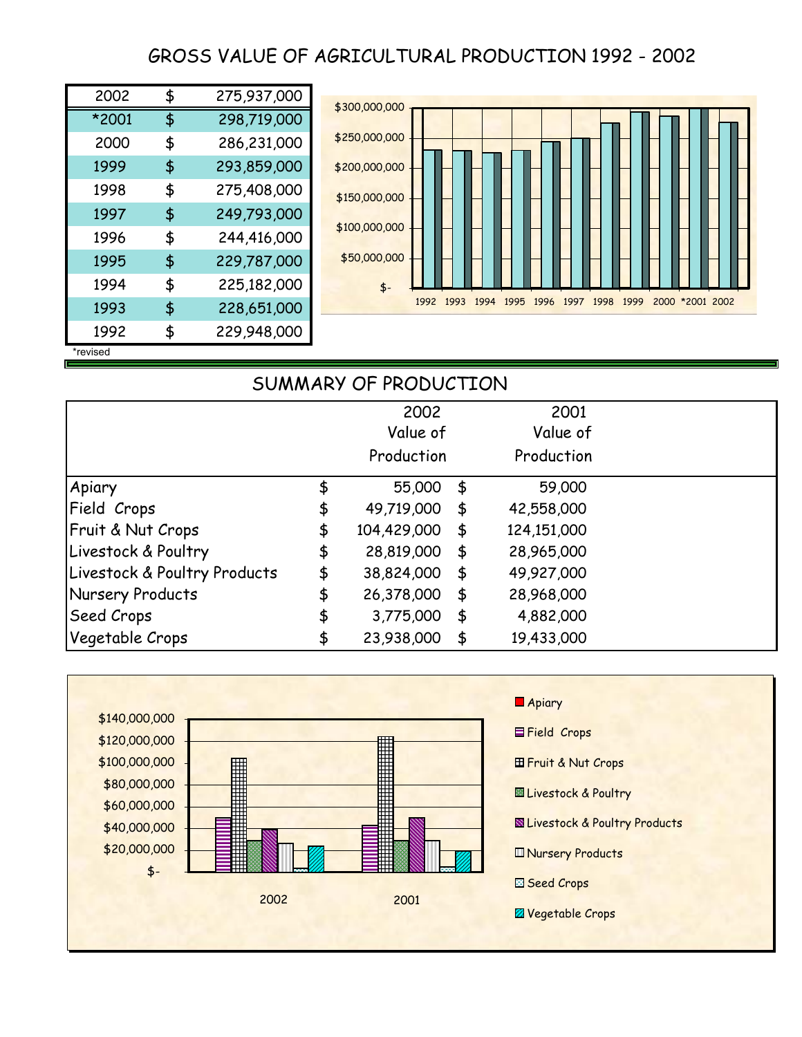# GROSS VALUE OF AGRICULTURAL PRODUCTION 1992 - 2002

| Year | | Value |
|---|---|---|
| 2002 | $ | 275,937,000 |
| *2001 | $ | 298,719,000 |
| 2000 | $ | 286,231,000 |
| 1999 | $ | 293,859,000 |
| 1998 | $ | 275,408,000 |
| 1997 | $ | 249,793,000 |
| 1996 | $ | 244,416,000 |
| 1995 | $ | 229,787,000 |
| 1994 | $ | 225,182,000 |
| 1993 | $ | 228,651,000 |
| 1992 | $ | 229,948,000 |

*revised

# SUMMARY OF PRODUCTION

| | 2002 Value of Production | 2001 Value of Production |
|---|---|---|
| Apiary | $ 55,000 | $ 59,000 |
| Field Crops | $ 49,719,000 | $ 42,558,000 |
| Fruit & Nut Crops | $ 104,429,000 | $ 124,151,000 |
| Livestock & Poultry | $ 28,819,000 | $ 28,965,000 |
| Livestock & Poultry Products | $ 38,824,000 | $ 49,927,000 |
| Nursery Products | $ 26,378,000 | $ 28,968,000 |
| Seed Crops | $ 3,775,000 | $ 4,882,000 |
| Vegetable Crops | $ 23,938,000 | $ 19,433,000 |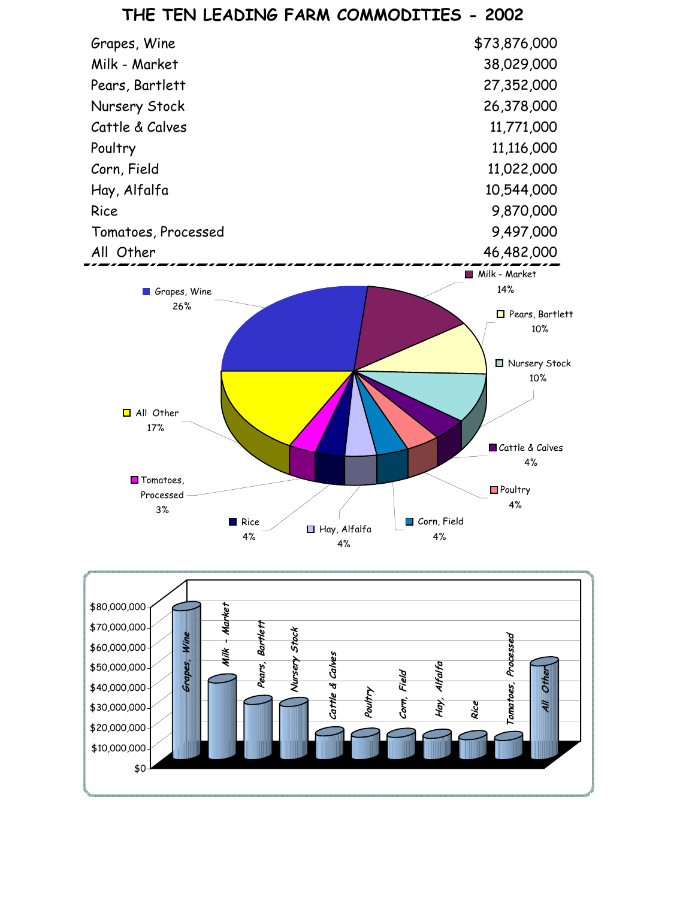# THE TEN LEADING FARM COMMODITIES - 2002

| Commodity | Value |
| --- | --- |
| Grapes, Wine | $73,876,000 |
| Milk - Market | 38,029,000 |
| Pears, Bartlett | 27,352,000 |
| Nursery Stock | 26,378,000 |
| Cattle & Calves | 11,771,000 |
| Poultry | 11,116,000 |
| Corn, Field | 11,022,000 |
| Hay, Alfalfa | 10,544,000 |
| Rice | 9,870,000 |
| Tomatoes, Processed | 9,497,000 |
| All Other | 46,482,000 |

Grapes, Wine 26%
Milk - Market 14%
Pears, Bartlett 10%
Nursery Stock 10%
Cattle & Calves 4%
Poultry 4%
Corn, Field 4%
Hay, Alfalfa 4%
Rice 4%
Tomatoes, Processed 3%
All Other 17%

$80,000,000
$70,000,000
$60,000,000
$50,000,000
$40,000,000
$30,000,000
$20,000,000
$10,000,000
$0

Grapes, Wine | Milk - Market | Pears, Bartlett | Nursery Stock | Cattle & Calves | Poultry | Corn, Field | Hay, Alfalfa | Rice | Tomatoes, Processed | All Other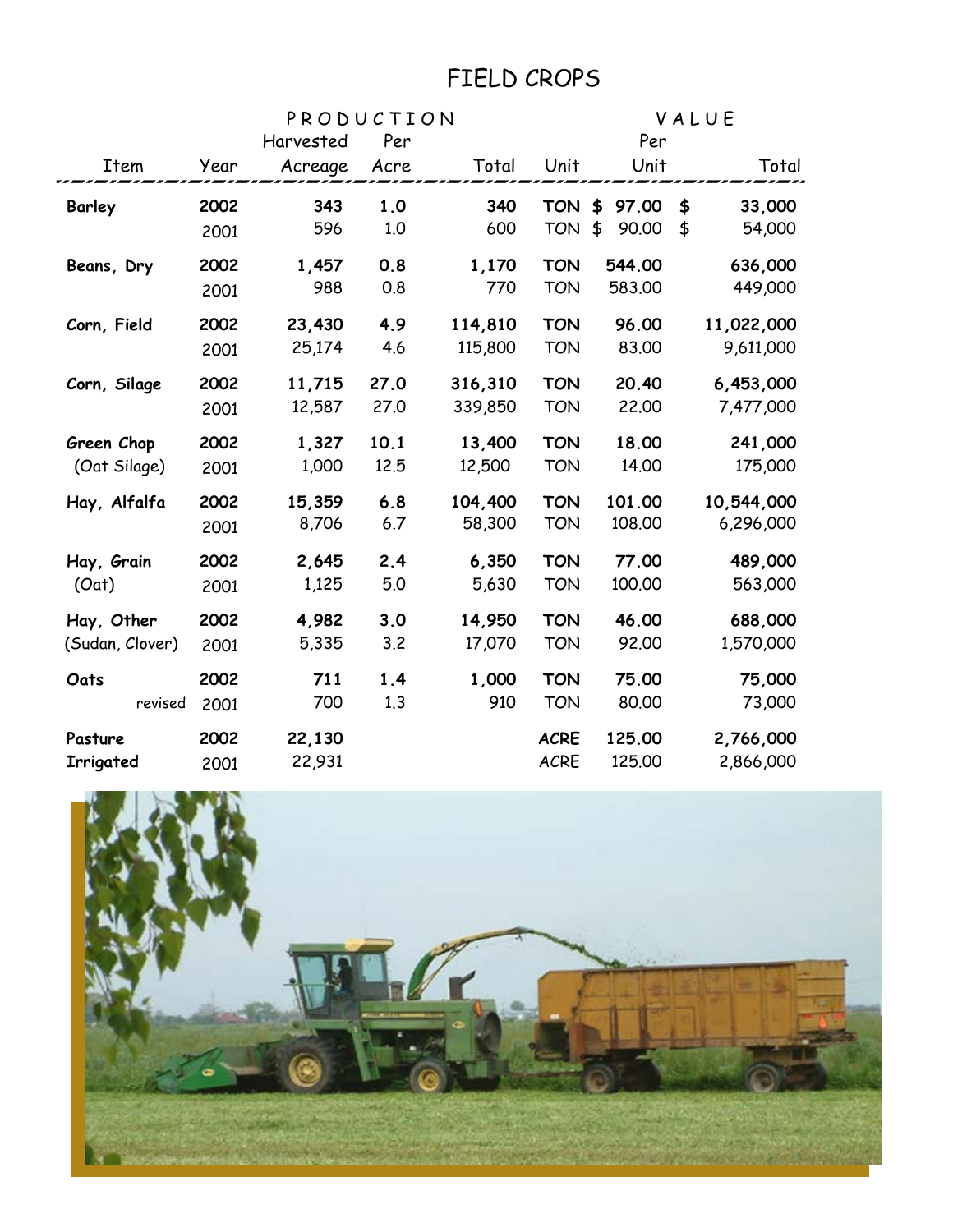# FIELD CROPS

| Item | Year | PRODUCTION Harvested Acreage | Per Acre | Total | VALUE Unit | Per Unit | Total |
|---|---|---|---|---|---|---|---|
| **Barley** | **2002** | **343** | **1.0** | **340** | **TON** | **$ 97.00** | **$ 33,000** |
| | 2001 | 596 | 1.0 | 600 | TON | $ 90.00 | $ 54,000 |
| **Beans, Dry** | **2002** | **1,457** | **0.8** | **1,170** | **TON** | **544.00** | **636,000** |
| | 2001 | 988 | 0.8 | 770 | TON | 583.00 | 449,000 |
| **Corn, Field** | **2002** | **23,430** | **4.9** | **114,810** | **TON** | **96.00** | **11,022,000** |
| | 2001 | 25,174 | 4.6 | 115,800 | TON | 83.00 | 9,611,000 |
| **Corn, Silage** | **2002** | **11,715** | **27.0** | **316,310** | **TON** | **20.40** | **6,453,000** |
| | 2001 | 12,587 | 27.0 | 339,850 | TON | 22.00 | 7,477,000 |
| **Green Chop** | **2002** | **1,327** | **10.1** | **13,400** | **TON** | **18.00** | **241,000** |
| (Oat Silage) | 2001 | 1,000 | 12.5 | 12,500 | TON | 14.00 | 175,000 |
| **Hay, Alfalfa** | **2002** | **15,359** | **6.8** | **104,400** | **TON** | **101.00** | **10,544,000** |
| | 2001 | 8,706 | 6.7 | 58,300 | TON | 108.00 | 6,296,000 |
| **Hay, Grain** | **2002** | **2,645** | **2.4** | **6,350** | **TON** | **77.00** | **489,000** |
| (Oat) | 2001 | 1,125 | 5.0 | 5,630 | TON | 100.00 | 563,000 |
| **Hay, Other** | **2002** | **4,982** | **3.0** | **14,950** | **TON** | **46.00** | **688,000** |
| (Sudan, Clover) | 2001 | 5,335 | 3.2 | 17,070 | TON | 92.00 | 1,570,000 |
| **Oats** | **2002** | **711** | **1.4** | **1,000** | **TON** | **75.00** | **75,000** |
| revised | 2001 | 700 | 1.3 | 910 | TON | 80.00 | 73,000 |
| **Pasture** | **2002** | **22,130** | | | **ACRE** | **125.00** | **2,766,000** |
| **Irrigated** | 2001 | 22,931 | | | ACRE | 125.00 | 2,866,000 |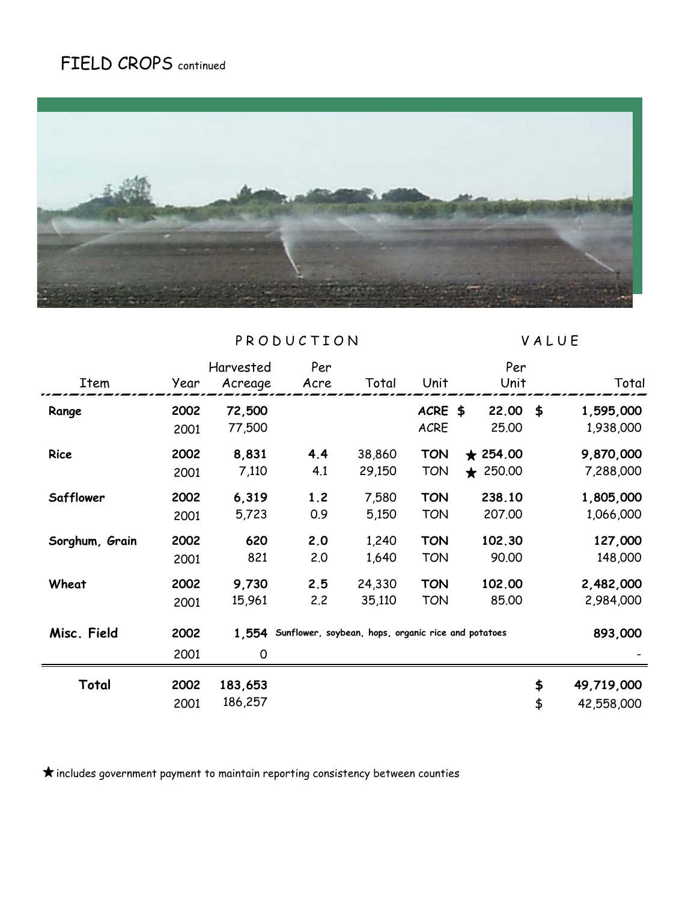# FIELD CROPS continued

| | | PRODUCTION | | | | VALUE | |
|---|---|---|---|---|---|---|---|
| Item | Year | Harvested Acreage | Per Acre | Total | Unit | Per Unit | Total |
| **Range** | **2002** | **72,500** | | | **ACRE** | **$ 22.00** | **$ 1,595,000** |
| | 2001 | 77,500 | | | ACRE | 25.00 | 1,938,000 |
| **Rice** | **2002** | **8,831** | **4.4** | 38,860 | **TON** | **★ 254.00** | **9,870,000** |
| | 2001 | 7,110 | 4.1 | 29,150 | TON | ★ 250.00 | 7,288,000 |
| **Safflower** | **2002** | **6,319** | **1.2** | 7,580 | **TON** | **238.10** | **1,805,000** |
| | 2001 | 5,723 | 0.9 | 5,150 | TON | 207.00 | 1,066,000 |
| **Sorghum, Grain** | **2002** | **620** | **2.0** | 1,240 | **TON** | **102.30** | **127,000** |
| | 2001 | 821 | 2.0 | 1,640 | TON | 90.00 | 148,000 |
| **Wheat** | **2002** | **9,730** | **2.5** | 24,330 | **TON** | **102.00** | **2,482,000** |
| | 2001 | 15,961 | 2.2 | 35,110 | TON | 85.00 | 2,984,000 |
| **Misc. Field** | **2002** | **1,554** | **Sunflower, soybean, hops, organic rice and potatoes** | | | | **893,000** |
| | 2001 | 0 | | | | | - |
| **Total** | **2002** | **183,653** | | | | | **$ 49,719,000** |
| | 2001 | 186,257 | | | | | $ 42,558,000 |

★ includes government payment to maintain reporting consistency between counties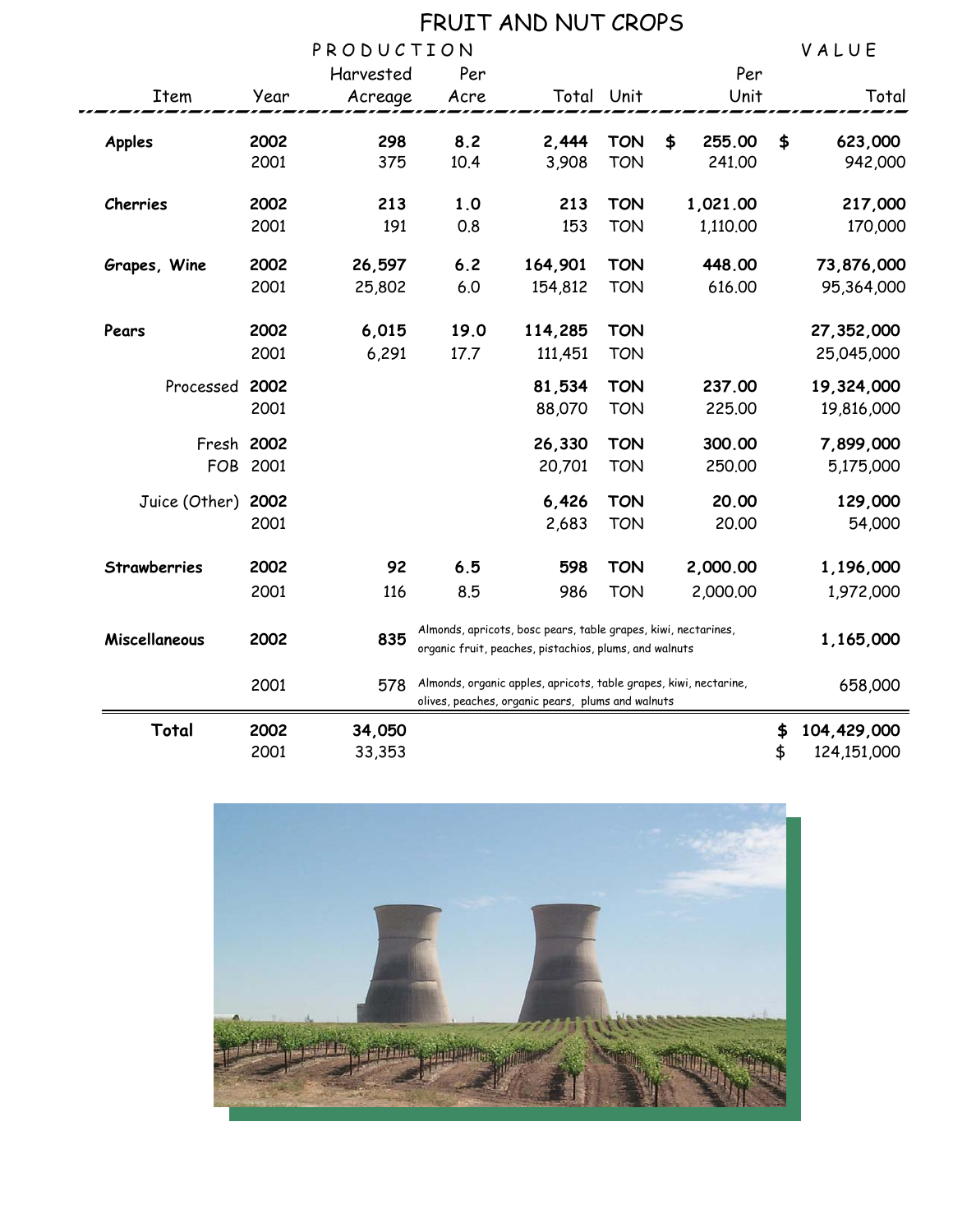# FRUIT AND NUT CROPS

| Item | Year | PRODUCTION Harvested Acreage | Per Acre | Total | Unit | VALUE Per Unit | Total |
|---|---|---|---|---|---|---|---|
| **Apples** | **2002** | **298** | **8.2** | **2,444** | **TON** | **$ 255.00** | **$ 623,000** |
| | 2001 | 375 | 10.4 | 3,908 | TON | 241.00 | 942,000 |
| **Cherries** | **2002** | **213** | **1.0** | **213** | **TON** | **1,021.00** | **217,000** |
| | 2001 | 191 | 0.8 | 153 | TON | 1,110.00 | 170,000 |
| **Grapes, Wine** | **2002** | **26,597** | **6.2** | **164,901** | **TON** | **448.00** | **73,876,000** |
| | 2001 | 25,802 | 6.0 | 154,812 | TON | 616.00 | 95,364,000 |
| **Pears** | **2002** | **6,015** | **19.0** | **114,285** | **TON** | | **27,352,000** |
| | 2001 | 6,291 | 17.7 | 111,451 | TON | | 25,045,000 |
| Processed | **2002** | | | **81,534** | **TON** | **237.00** | **19,324,000** |
| | 2001 | | | 88,070 | TON | 225.00 | 19,816,000 |
| Fresh FOB | **2002** | | | **26,330** | **TON** | **300.00** | **7,899,000** |
| | 2001 | | | 20,701 | TON | 250.00 | 5,175,000 |
| Juice (Other) | **2002** | | | **6,426** | **TON** | **20.00** | **129,000** |
| | 2001 | | | 2,683 | TON | 20.00 | 54,000 |
| **Strawberries** | **2002** | **92** | **6.5** | **598** | **TON** | **2,000.00** | **1,196,000** |
| | 2001 | 116 | 8.5 | 986 | TON | 2,000.00 | 1,972,000 |
| **Miscellaneous** | **2002** | **835** | Almonds, apricots, bosc pears, table grapes, kiwi, nectarines, organic fruit, peaches, pistachios, plums, and walnuts | | | | **1,165,000** |
| | 2001 | 578 | Almonds, organic apples, apricots, table grapes, kiwi, nectarine, olives, peaches, organic pears, plums and walnuts | | | | 658,000 |
| **Total** | **2002** | **34,050** | | | | | **$ 104,429,000** |
| | 2001 | 33,353 | | | | | $ 124,151,000 |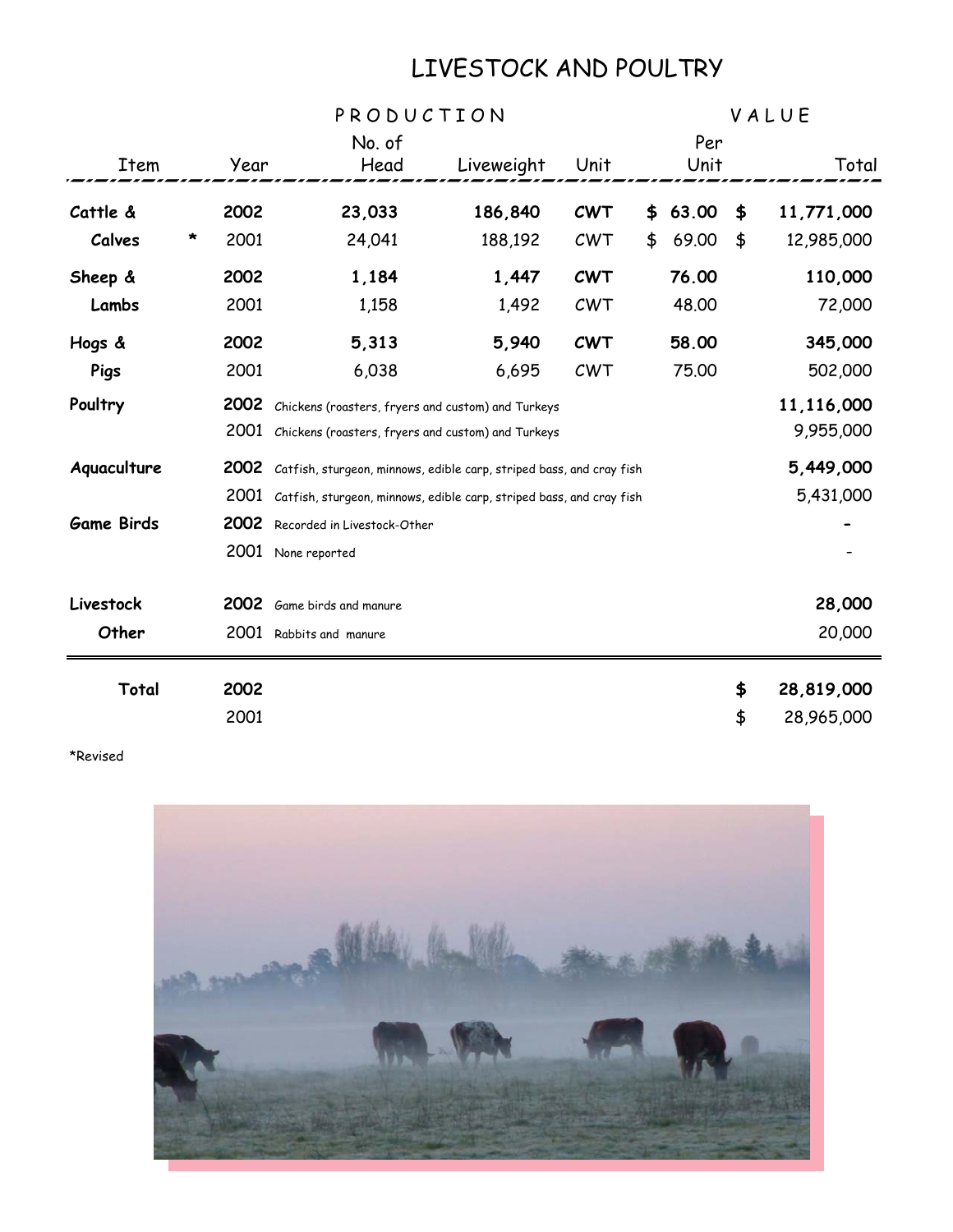# LIVESTOCK AND POULTRY

| Item | | Year | PRODUCTION | | | VALUE | |
|---|---|---|---|---|---|---|---|
| | | | No. of Head | Liveweight | Unit | Per Unit | Total |
| **Cattle & Calves** | | **2002** | **23,033** | **186,840** | **CWT** | **$ 63.00** | **$ 11,771,000** |
| | * | 2001 | 24,041 | 188,192 | CWT | $ 69.00 | $ 12,985,000 |
| **Sheep & Lambs** | | **2002** | **1,184** | **1,447** | **CWT** | **76.00** | **110,000** |
| | | 2001 | 1,158 | 1,492 | CWT | 48.00 | 72,000 |
| **Hogs & Pigs** | | **2002** | **5,313** | **5,940** | **CWT** | **58.00** | **345,000** |
| | | 2001 | 6,038 | 6,695 | CWT | 75.00 | 502,000 |
| **Poultry** | | **2002** | Chickens (roasters, fryers and custom) and Turkeys | | | | **11,116,000** |
| | | 2001 | Chickens (roasters, fryers and custom) and Turkeys | | | | 9,955,000 |
| **Aquaculture** | | **2002** | Catfish, sturgeon, minnows, edible carp, striped bass, and cray fish | | | | **5,449,000** |
| | | 2001 | Catfish, sturgeon, minnows, edible carp, striped bass, and cray fish | | | | 5,431,000 |
| **Game Birds** | | **2002** | Recorded in Livestock-Other | | | | **-** |
| | | 2001 | None reported | | | | - |
| **Livestock Other** | | **2002** | Game birds and manure | | | | **28,000** |
| | | 2001 | Rabbits and manure | | | | 20,000 |
| **Total** | | **2002** | | | | | **$ 28,819,000** |
| | | 2001 | | | | | $ 28,965,000 |

*Revised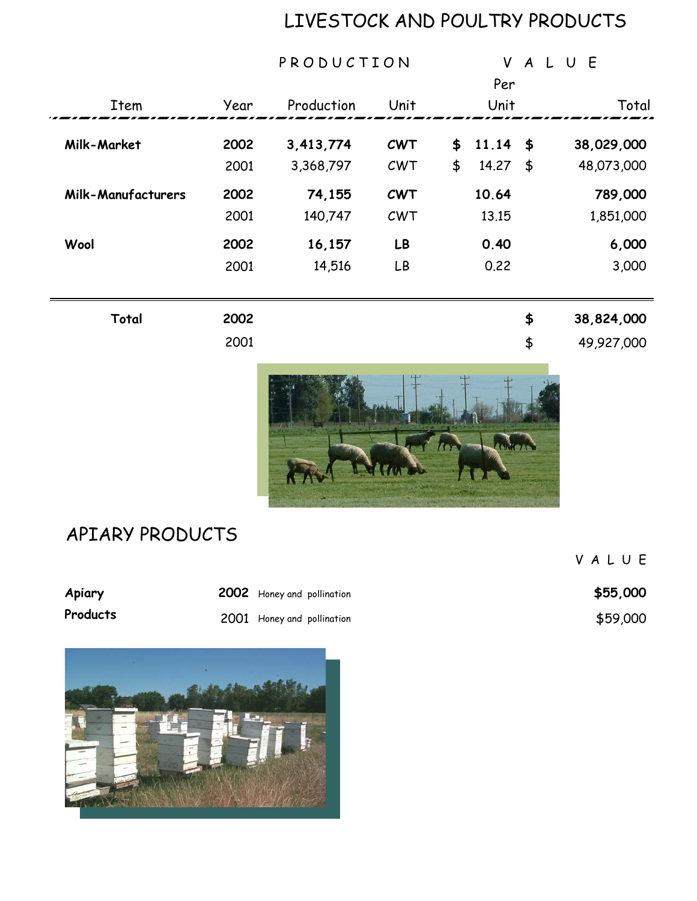# LIVESTOCK AND POULTRY PRODUCTS

| | | PRODUCTION | | VALUE | |
|---|---|---|---|---|---|
| Item | Year | Production | Unit | Per Unit | Total |
| **Milk-Market** | **2002** | **3,413,774** | **CWT** | **$ 11.14** | **$ 38,029,000** |
| | 2001 | 3,368,797 | CWT | $ 14.27 | $ 48,073,000 |
| **Milk-Manufacturers** | **2002** | **74,155** | **CWT** | **10.64** | **789,000** |
| | 2001 | 140,747 | CWT | 13.15 | 1,851,000 |
| **Wool** | **2002** | **16,157** | **LB** | **0.40** | **6,000** |
| | 2001 | 14,516 | LB | 0.22 | 3,000 |
| **Total** | **2002** | | | | **$ 38,824,000** |
| | 2001 | | | | $ 49,927,000 |

# APIARY PRODUCTS

| | | | VALUE |
|---|---|---|---|
| **Apiary Products** | **2002** | Honey and pollination | **$55,000** |
| | 2001 | Honey and pollination | $59,000 |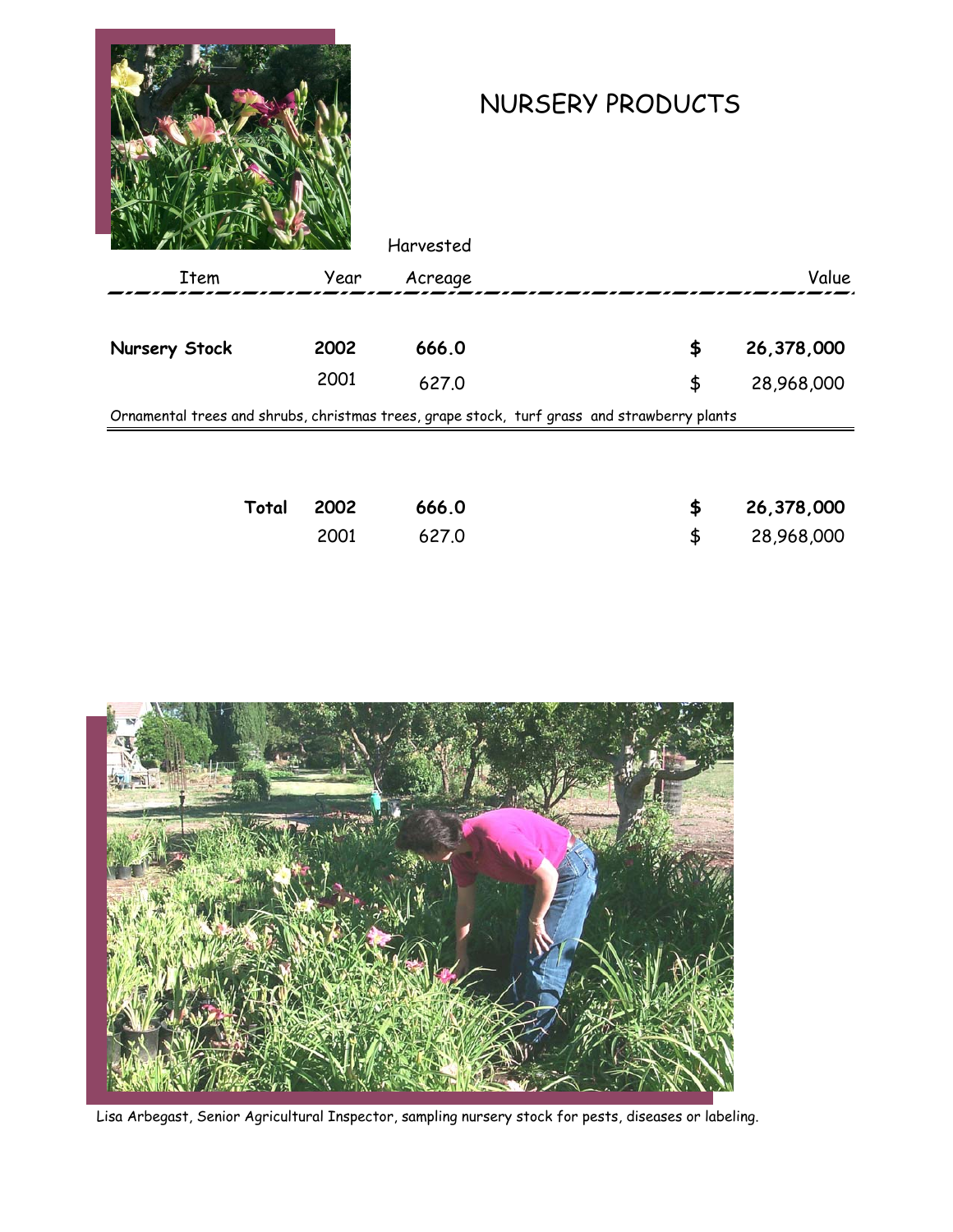# NURSERY PRODUCTS

| Item | Year | Harvested Acreage | | Value |
|---|---|---|---|---|
| **Nursery Stock** | **2002** | **666.0** | **$** | **26,378,000** |
| | 2001 | 627.0 | $ | 28,968,000 |

Ornamental trees and shrubs, christmas trees, grape stock, turf grass and strawberry plants

| | Year | Harvested Acreage | | Value |
|---|---|---|---|---|
| **Total** | **2002** | **666.0** | **$** | **26,378,000** |
| | 2001 | 627.0 | $ | 28,968,000 |

Lisa Arbegast, Senior Agricultural Inspector, sampling nursery stock for pests, diseases or labeling.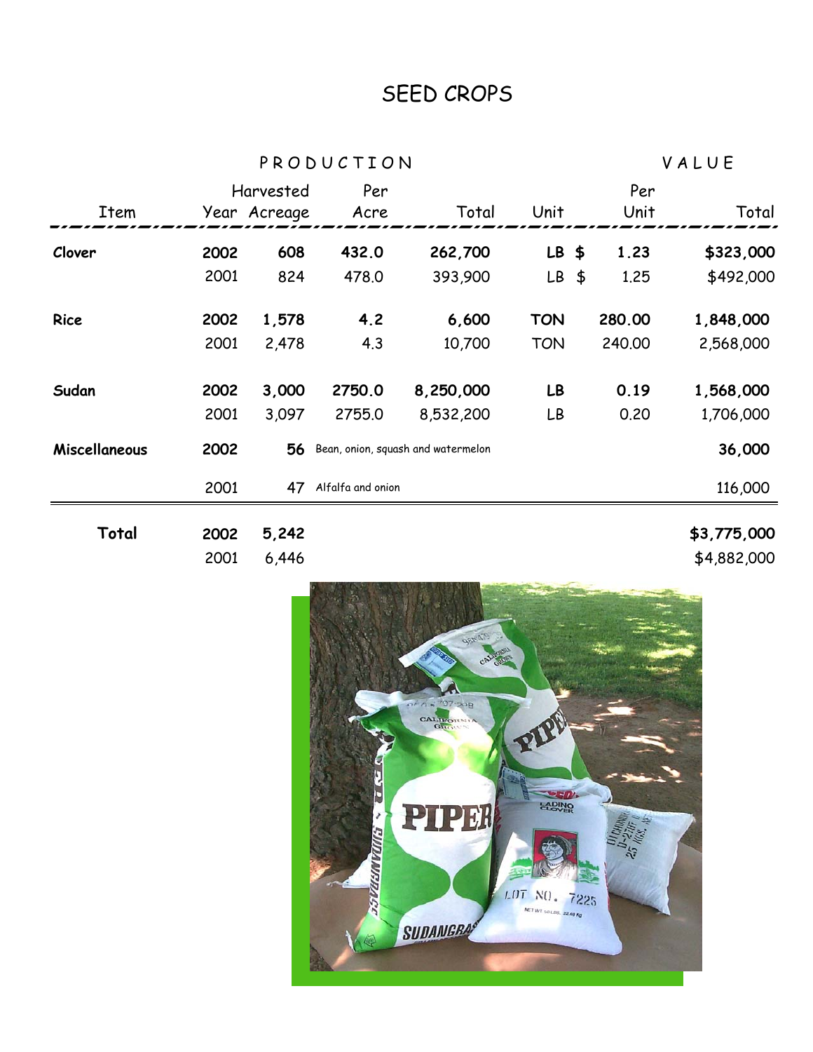# SEED CROPS

| | | PRODUCTION | | | | VALUE | |
|---|---|---|---|---|---|---|---|
| Item | Year | Harvested Acreage | Per Acre | Total | Unit | Per Unit | Total |
| **Clover** | **2002** | **608** | **432.0** | **262,700** | **LB** | **$ 1.23** | **$323,000** |
| | 2001 | 824 | 478.0 | 393,900 | LB | $ 1.25 | $492,000 |
| **Rice** | **2002** | **1,578** | **4.2** | **6,600** | **TON** | **280.00** | **1,848,000** |
| | 2001 | 2,478 | 4.3 | 10,700 | TON | 240.00 | 2,568,000 |
| **Sudan** | **2002** | **3,000** | **2750.0** | **8,250,000** | **LB** | **0.19** | **1,568,000** |
| | 2001 | 3,097 | 2755.0 | 8,532,200 | LB | 0.20 | 1,706,000 |
| **Miscellaneous** | **2002** | **56** | Bean, onion, squash and watermelon | | | | **36,000** |
| | 2001 | 47 | Alfalfa and onion | | | | 116,000 |
| **Total** | **2002** | **5,242** | | | | | **$3,775,000** |
| | 2001 | 6,446 | | | | | $4,882,000 |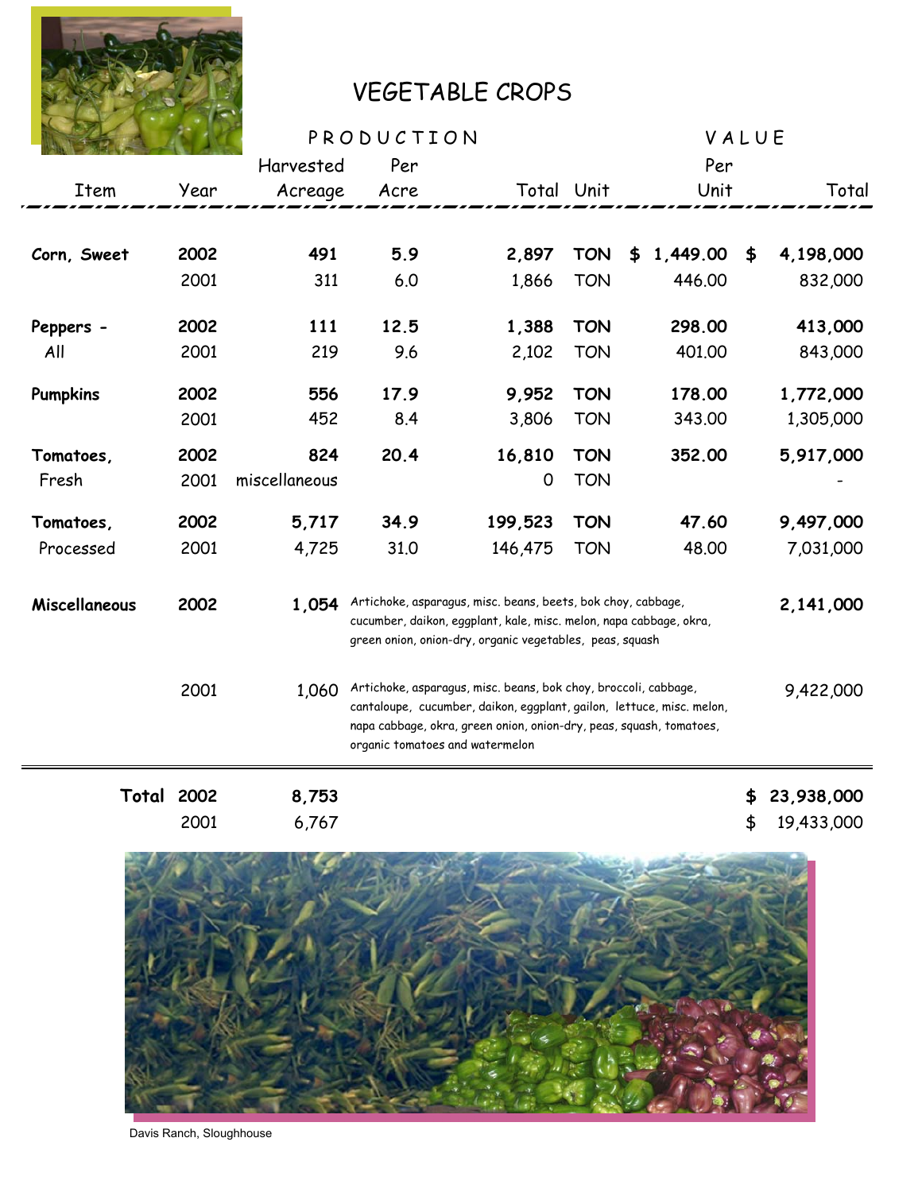# VEGETABLE CROPS

| Item | Year | PRODUCTION Harvested Acreage | Per Acre | Total | Unit | VALUE Per Unit | Total |
|---|---|---|---|---|---|---|---|
| **Corn, Sweet** | **2002** | **491** | **5.9** | **2,897** | **TON** | **$ 1,449.00** | **$ 4,198,000** |
| | 2001 | 311 | 6.0 | 1,866 | TON | 446.00 | 832,000 |
| **Peppers - All** | **2002** | **111** | **12.5** | **1,388** | **TON** | **298.00** | **413,000** |
| | 2001 | 219 | 9.6 | 2,102 | TON | 401.00 | 843,000 |
| **Pumpkins** | **2002** | **556** | **17.9** | **9,952** | **TON** | **178.00** | **1,772,000** |
| | 2001 | 452 | 8.4 | 3,806 | TON | 343.00 | 1,305,000 |
| **Tomatoes, Fresh** | **2002** | **824** | **20.4** | **16,810** | **TON** | **352.00** | **5,917,000** |
| | 2001 | miscellaneous | | 0 | TON | | - |
| **Tomatoes, Processed** | **2002** | **5,717** | **34.9** | **199,523** | **TON** | **47.60** | **9,497,000** |
| | 2001 | 4,725 | 31.0 | 146,475 | TON | 48.00 | 7,031,000 |
| **Miscellaneous** | **2002** | **1,054** | Artichoke, asparagus, misc. beans, beets, bok choy, cabbage, cucumber, daikon, eggplant, kale, misc. melon, napa cabbage, okra, green onion, onion-dry, organic vegetables, peas, squash | | | | **2,141,000** |
| | 2001 | 1,060 | Artichoke, asparagus, misc. beans, bok choy, broccoli, cabbage, cantaloupe, cucumber, daikon, eggplant, gailon, lettuce, misc. melon, napa cabbage, okra, green onion, onion-dry, peas, squash, tomatoes, organic tomatoes and watermelon | | | | 9,422,000 |
| **Total** | **2002** | **8,753** | | | | | **$ 23,938,000** |
| | 2001 | 6,767 | | | | | $ 19,433,000 |

Davis Ranch, Sloughhouse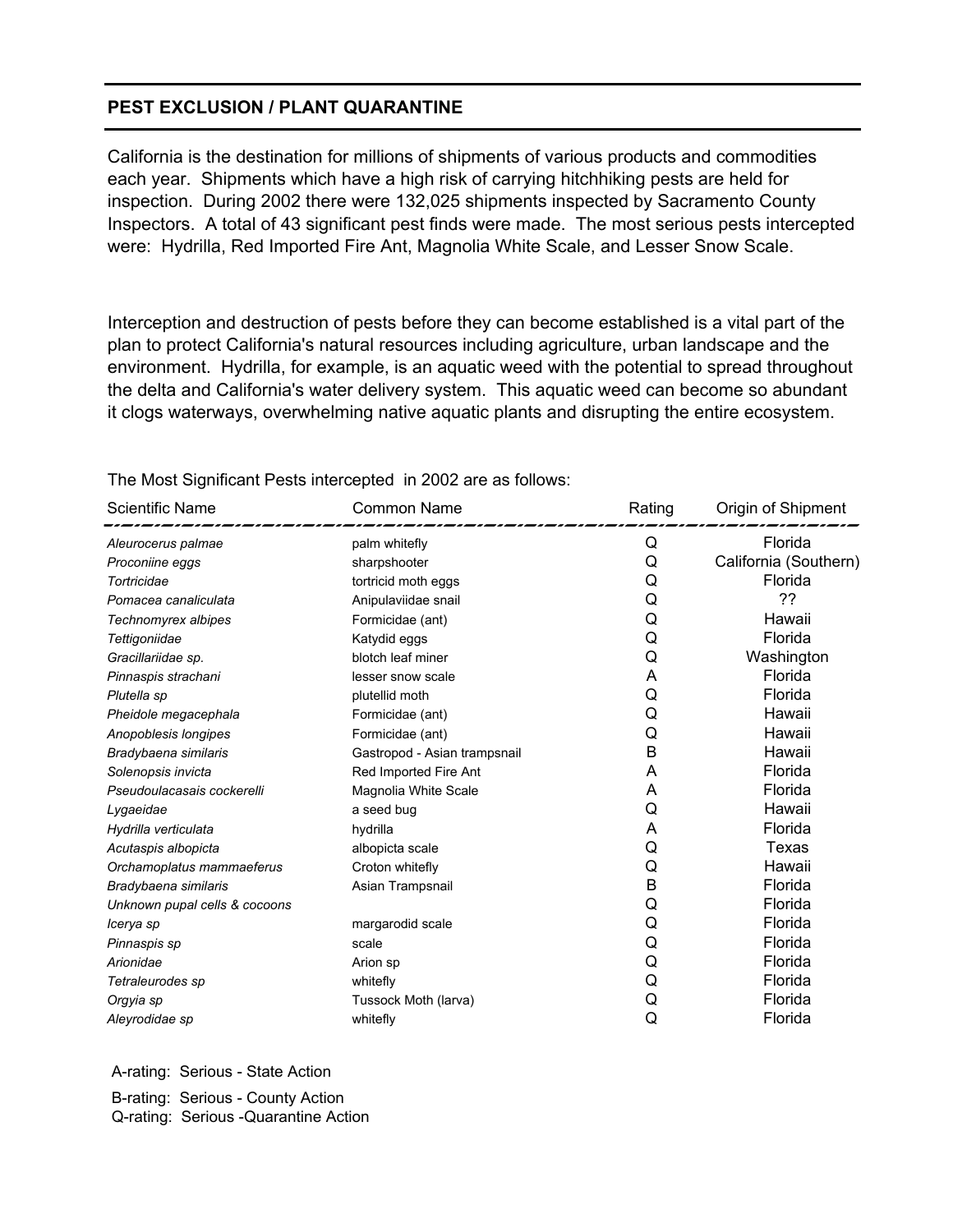## PEST EXCLUSION / PLANT QUARANTINE

California is the destination for millions of shipments of various products and commodities each year. Shipments which have a high risk of carrying hitchhiking pests are held for inspection. During 2002 there were 132,025 shipments inspected by Sacramento County Inspectors. A total of 43 significant pest finds were made. The most serious pests intercepted were: Hydrilla, Red Imported Fire Ant, Magnolia White Scale, and Lesser Snow Scale.

Interception and destruction of pests before they can become established is a vital part of the plan to protect California's natural resources including agriculture, urban landscape and the environment. Hydrilla, for example, is an aquatic weed with the potential to spread throughout the delta and California's water delivery system. This aquatic weed can become so abundant it clogs waterways, overwhelming native aquatic plants and disrupting the entire ecosystem.

The Most Significant Pests intercepted in 2002 are as follows:

| Scientific Name | Common Name | Rating | Origin of Shipment |
|---|---|---|---|
| *Aleurocerus palmae* | palm whitefly | Q | Florida |
| *Proconiine eggs* | sharpshooter | Q | California (Southern) |
| *Tortricidae* | tortricid moth eggs | Q | Florida |
| *Pomacea canaliculata* | Anipulaviidae snail | Q | ?? |
| *Technomyrex albipes* | Formicidae (ant) | Q | Hawaii |
| *Tettigoniidae* | Katydid eggs | Q | Florida |
| *Gracillariidae sp.* | blotch leaf miner | Q | Washington |
| *Pinnaspis strachani* | lesser snow scale | A | Florida |
| *Plutella sp* | plutellid moth | Q | Florida |
| *Pheidole megacephala* | Formicidae (ant) | Q | Hawaii |
| *Anopoblesis longipes* | Formicidae (ant) | Q | Hawaii |
| *Bradybaena similaris* | Gastropod - Asian trampsnail | B | Hawaii |
| *Solenopsis invicta* | Red Imported Fire Ant | A | Florida |
| *Pseudoulacasais cockerelli* | Magnolia White Scale | A | Florida |
| *Lygaeidae* | a seed bug | Q | Hawaii |
| *Hydrilla verticulata* | hydrilla | A | Florida |
| *Acutaspis albopicta* | albopicta scale | Q | Texas |
| *Orchamoplatus mammaeferus* | Croton whitefly | Q | Hawaii |
| *Bradybaena similaris* | Asian Trampsnail | B | Florida |
| *Unknown pupal cells & cocoons* | | Q | Florida |
| *Icerya sp* | margarodid scale | Q | Florida |
| *Pinnaspis sp* | scale | Q | Florida |
| *Arionidae* | Arion sp | Q | Florida |
| *Tetraleurodes sp* | whitefly | Q | Florida |
| *Orgyia sp* | Tussock Moth (larva) | Q | Florida |
| *Aleyrodidae sp* | whitefly | Q | Florida |

A-rating: Serious - State Action

B-rating: Serious - County Action

Q-rating: Serious -Quarantine Action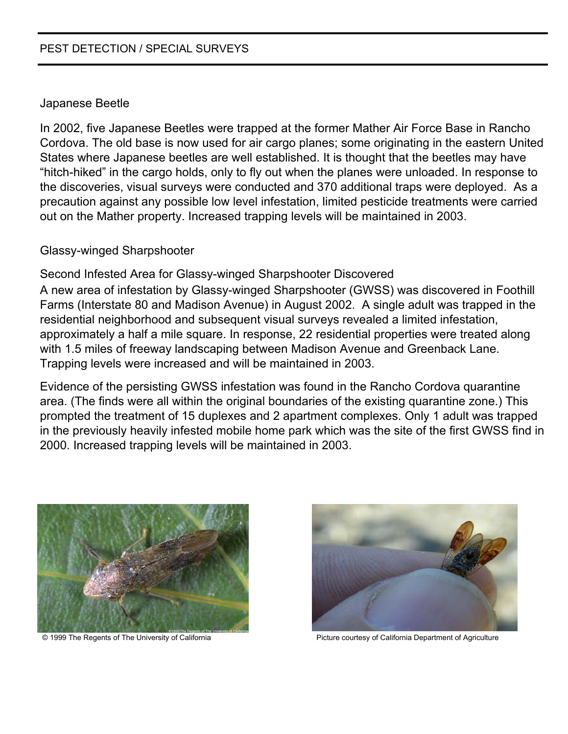## PEST DETECTION / SPECIAL SURVEYS

### Japanese Beetle

In 2002, five Japanese Beetles were trapped at the former Mather Air Force Base in Rancho Cordova. The old base is now used for air cargo planes; some originating in the eastern United States where Japanese beetles are well established. It is thought that the beetles may have "hitch-hiked" in the cargo holds, only to fly out when the planes were unloaded. In response to the discoveries, visual surveys were conducted and 370 additional traps were deployed. As a precaution against any possible low level infestation, limited pesticide treatments were carried out on the Mather property. Increased trapping levels will be maintained in 2003.

### Glassy-winged Sharpshooter

#### Second Infested Area for Glassy-winged Sharpshooter Discovered

A new area of infestation by Glassy-winged Sharpshooter (GWSS) was discovered in Foothill Farms (Interstate 80 and Madison Avenue) in August 2002. A single adult was trapped in the residential neighborhood and subsequent visual surveys revealed a limited infestation, approximately a half a mile square. In response, 22 residential properties were treated along with 1.5 miles of freeway landscaping between Madison Avenue and Greenback Lane. Trapping levels were increased and will be maintained in 2003.

Evidence of the persisting GWSS infestation was found in the Rancho Cordova quarantine area. (The finds were all within the original boundaries of the existing quarantine zone.) This prompted the treatment of 15 duplexes and 2 apartment complexes. Only 1 adult was trapped in the previously heavily infested mobile home park which was the site of the first GWSS find in 2000. Increased trapping levels will be maintained in 2003.

© 1999 The Regents of The University of California

Picture courtesy of California Department of Agriculture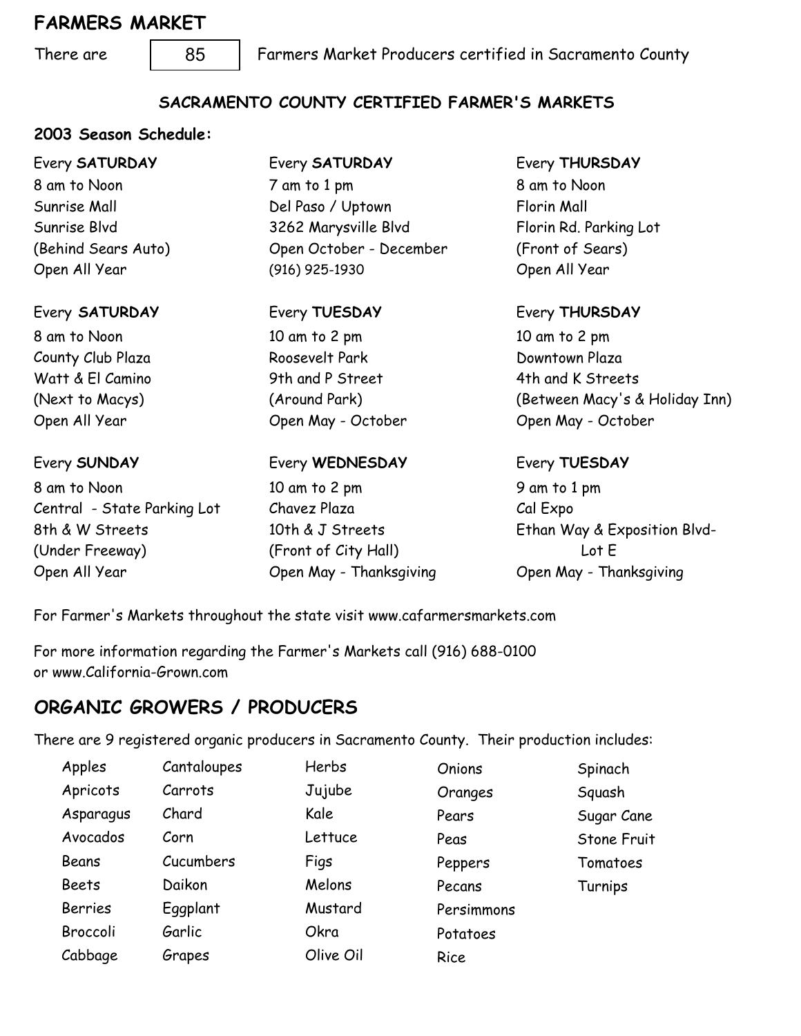## FARMERS MARKET

There are 85 Farmers Market Producers certified in Sacramento County

### SACRAMENTO COUNTY CERTIFIED FARMER'S MARKETS

**2003 Season Schedule:**

Every **SATURDAY**
8 am to Noon
Sunrise Mall
Sunrise Blvd
(Behind Sears Auto)
Open All Year

Every **SATURDAY**
7 am to 1 pm
Del Paso / Uptown
3262 Marysville Blvd
Open October - December
(916) 925-1930

Every **THURSDAY**
8 am to Noon
Florin Mall
Florin Rd. Parking Lot
(Front of Sears)
Open All Year

Every **SATURDAY**
8 am to Noon
County Club Plaza
Watt & El Camino
(Next to Macys)
Open All Year

Every **TUESDAY**
10 am to 2 pm
Roosevelt Park
9th and P Street
(Around Park)
Open May - October

Every **THURSDAY**
10 am to 2 pm
Downtown Plaza
4th and K Streets
(Between Macy's & Holiday Inn)
Open May - October

Every **SUNDAY**
8 am to Noon
Central - State Parking Lot
8th & W Streets
(Under Freeway)
Open All Year

Every **WEDNESDAY**
10 am to 2 pm
Chavez Plaza
10th & J Streets
(Front of City Hall)
Open May - Thanksgiving

Every **TUESDAY**
9 am to 1 pm
Cal Expo
Ethan Way & Exposition Blvd- Lot E
Open May - Thanksgiving

For Farmer's Markets throughout the state visit www.cafarmersmarkets.com

For more information regarding the Farmer's Markets call (916) 688-0100
or www.California-Grown.com

## ORGANIC GROWERS / PRODUCERS

There are 9 registered organic producers in Sacramento County. Their production includes:

| | | | | |
|---|---|---|---|---|
| Apples | Cantaloupes | Herbs | Onions | Spinach |
| Apricots | Carrots | Jujube | Oranges | Squash |
| Asparagus | Chard | Kale | Pears | Sugar Cane |
| Avocados | Corn | Lettuce | Peas | Stone Fruit |
| Beans | Cucumbers | Figs | Peppers | Tomatoes |
| Beets | Daikon | Melons | Pecans | Turnips |
| Berries | Eggplant | Mustard | Persimmons | |
| Broccoli | Garlic | Okra | Potatoes | |
| Cabbage | Grapes | Olive Oil | Rice | |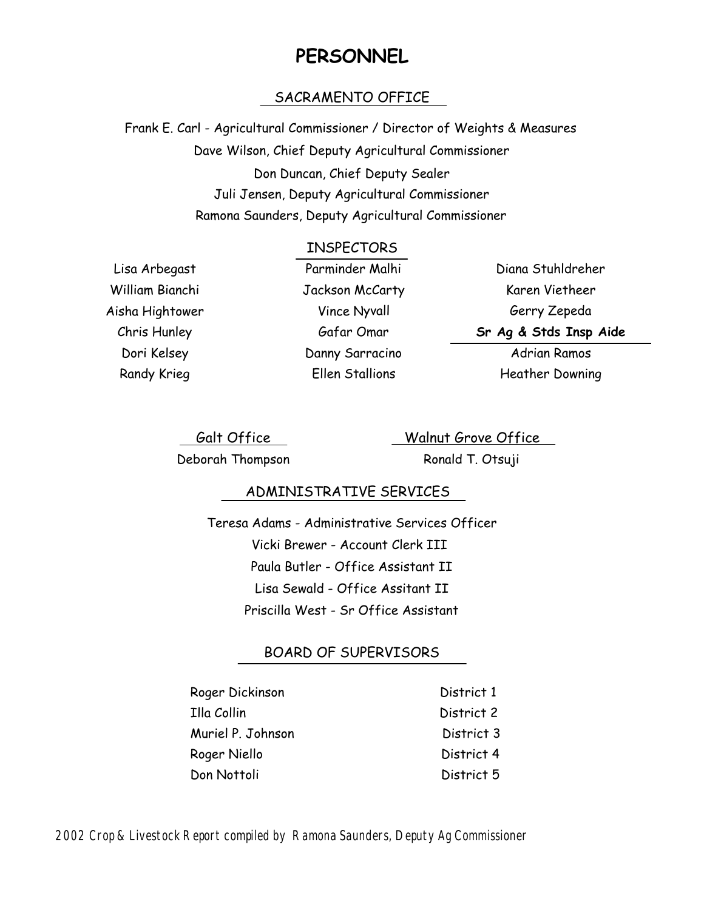# PERSONNEL

## SACRAMENTO OFFICE

Frank E. Carl - Agricultural Commissioner / Director of Weights & Measures

Dave Wilson, Chief Deputy Agricultural Commissioner

Don Duncan, Chief Deputy Sealer

Juli Jensen, Deputy Agricultural Commissioner

Ramona Saunders, Deputy Agricultural Commissioner

### INSPECTORS

| | | |
|---|---|---|
| Lisa Arbegast | Parminder Malhi | Diana Stuhldreher |
| William Bianchi | Jackson McCarty | Karen Vietheer |
| Aisha Hightower | Vince Nyvall | Gerry Zepeda |
| Chris Hunley | Gafar Omar | **Sr Ag & Stds Insp Aide** |
| Dori Kelsey | Danny Sarracino | Adrian Ramos |
| Randy Krieg | Ellen Stallions | Heather Downing |

| Galt Office | Walnut Grove Office |
|---|---|
| Deborah Thompson | Ronald T. Otsuji |

## ADMINISTRATIVE SERVICES

Teresa Adams - Administrative Services Officer

Vicki Brewer - Account Clerk III

Paula Butler - Office Assistant II

Lisa Sewald - Office Assitant II

Priscilla West - Sr Office Assistant

## BOARD OF SUPERVISORS

| | |
|---|---|
| Roger Dickinson | District 1 |
| Illa Collin | District 2 |
| Muriel P. Johnson | District 3 |
| Roger Niello | District 4 |
| Don Nottoli | District 5 |

*2002 Crop & Livestock Report compiled by Ramona Saunders, Deputy Ag Commissioner*